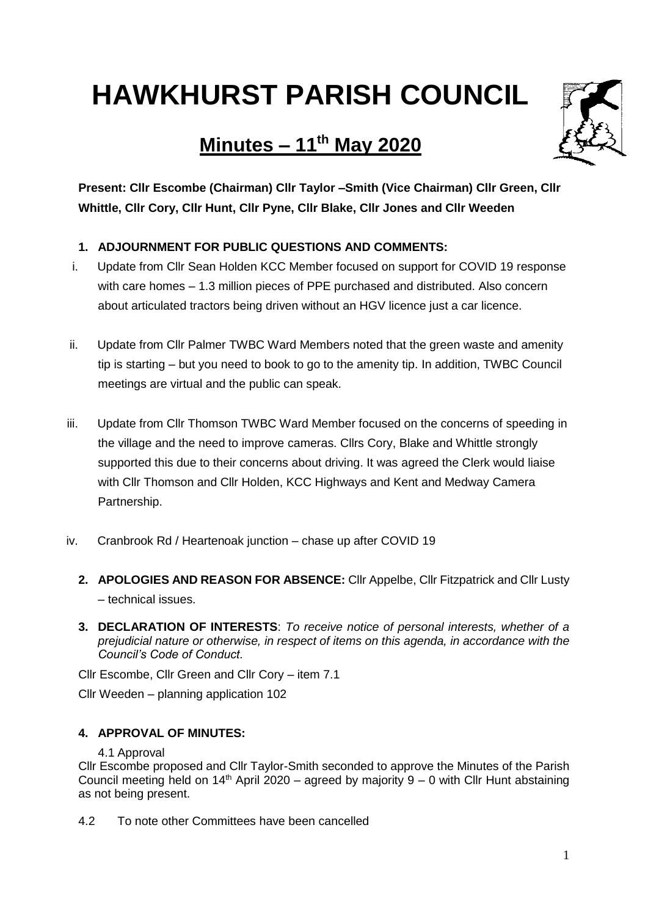# HAWKHURST PARISH COUNCIL

## Minutes – 11th May 2020

**Present: Cllr Escombe (Chairman) Cllr Taylor –Smith (Vice Chairman) Cllr Green, Cllr Whittle, Cllr Cory, Cllr Hunt, Cllr Pyne, Cllr Blake, Cllr Jones and Cllr Weeden**

**1. ADJOURNMENT FOR PUBLIC QUESTIONS AND COMMENTS:**

i. Update from Cllr Sean Holden KCC Member focused on support for COVID 19 response with care homes – 1.3 million pieces of PPE purchased and distributed. Also concern about articulated tractors being driven without an HGV licence just a car licence.

ii. Update from Cllr Palmer TWBC Ward Members noted that the green waste and amenity tip is starting – but you need to book to go to the amenity tip. In addition, TWBC Council meetings are virtual and the public can speak.

iii. Update from Cllr Thomson TWBC Ward Member focused on the concerns of speeding in the village and the need to improve cameras. Cllrs Cory, Blake and Whittle strongly supported this due to their concerns about driving. It was agreed the Clerk would liaise with Cllr Thomson and Cllr Holden, KCC Highways and Kent and Medway Camera Partnership.

iv. Cranbrook Rd / Heartenoak junction – chase up after COVID 19

**2. APOLOGIES AND REASON FOR ABSENCE:** Cllr Appelbe, Cllr Fitzpatrick and Cllr Lusty – technical issues.

**3. DECLARATION OF INTERESTS**: *To receive notice of personal interests, whether of a prejudicial nature or otherwise, in respect of items on this agenda, in accordance with the Council's Code of Conduct.*

Cllr Escombe, Cllr Green and Cllr Cory – item 7.1

Cllr Weeden – planning application 102

**4. APPROVAL OF MINUTES:**

4.1 Approval

Cllr Escombe proposed and Cllr Taylor-Smith seconded to approve the Minutes of the Parish Council meeting held on 14th April 2020 – agreed by majority 9 – 0 with Cllr Hunt abstaining as not being present.

4.2 To note other Committees have been cancelled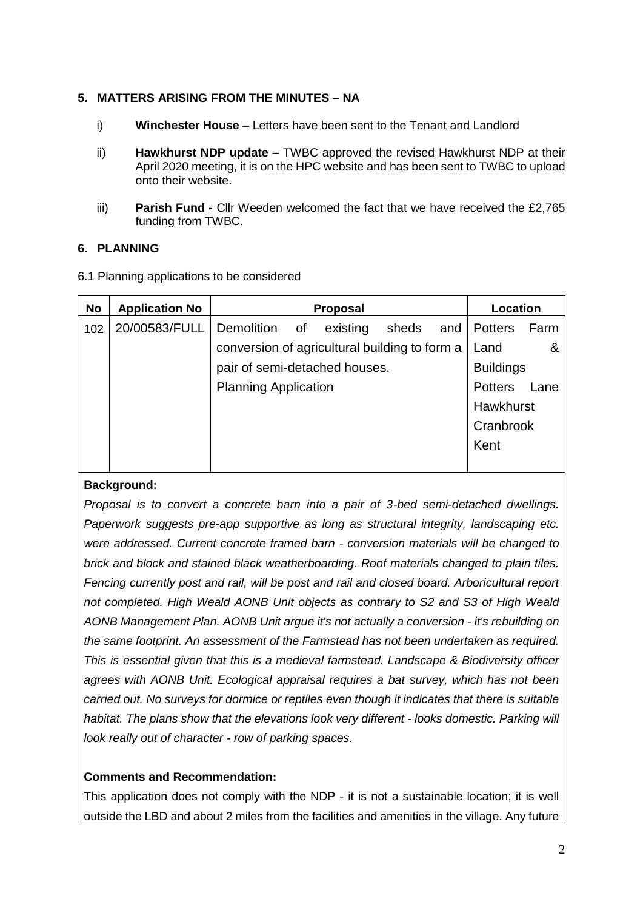## 5. MATTERS ARISING FROM THE MINUTES – NA

i) **Winchester House –** Letters have been sent to the Tenant and Landlord

ii) **Hawkhurst NDP update –** TWBC approved the revised Hawkhurst NDP at their April 2020 meeting, it is on the HPC website and has been sent to TWBC to upload onto their website.

iii) **Parish Fund -** Cllr Weeden welcomed the fact that we have received the £2,765 funding from TWBC.

## 6. PLANNING

6.1 Planning applications to be considered

| No | Application No | Proposal | Location |
|---|---|---|---|
| 102 | 20/00583/FULL | Demolition of existing sheds and conversion of agricultural building to form a pair of semi-detached houses.<br>Planning Application | Potters Farm Land & Buildings<br>Potters Lane<br>Hawkhurst<br>Cranbrook<br>Kent |

**Background:**

*Proposal is to convert a concrete barn into a pair of 3-bed semi-detached dwellings. Paperwork suggests pre-app supportive as long as structural integrity, landscaping etc. were addressed. Current concrete framed barn - conversion materials will be changed to brick and block and stained black weatherboarding. Roof materials changed to plain tiles. Fencing currently post and rail, will be post and rail and closed board. Arboricultural report not completed. High Weald AONB Unit objects as contrary to S2 and S3 of High Weald AONB Management Plan. AONB Unit argue it's not actually a conversion - it's rebuilding on the same footprint. An assessment of the Farmstead has not been undertaken as required. This is essential given that this is a medieval farmstead. Landscape & Biodiversity officer agrees with AONB Unit. Ecological appraisal requires a bat survey, which has not been carried out. No surveys for dormice or reptiles even though it indicates that there is suitable habitat. The plans show that the elevations look very different - looks domestic. Parking will look really out of character - row of parking spaces.*

**Comments and Recommendation:**

This application does not comply with the NDP - it is not a sustainable location; it is well outside the LBD and about 2 miles from the facilities and amenities in the village. Any future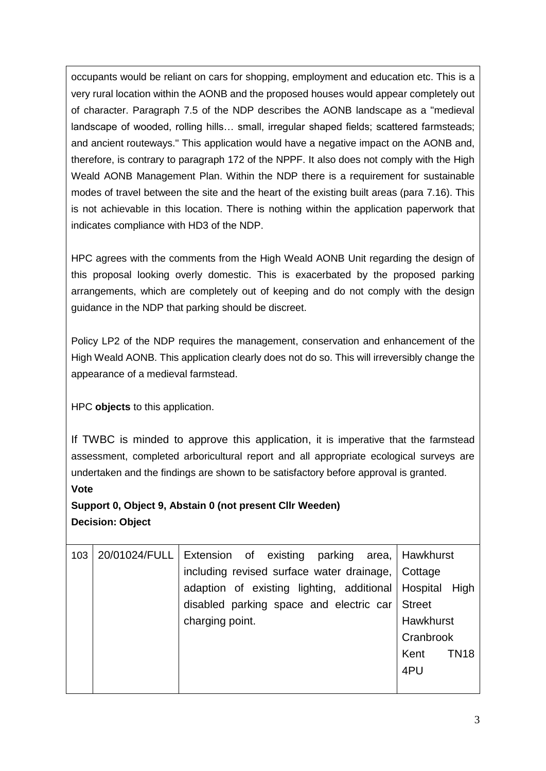occupants would be reliant on cars for shopping, employment and education etc. This is a very rural location within the AONB and the proposed houses would appear completely out of character. Paragraph 7.5 of the NDP describes the AONB landscape as a "medieval landscape of wooded, rolling hills… small, irregular shaped fields; scattered farmsteads; and ancient routeways." This application would have a negative impact on the AONB and, therefore, is contrary to paragraph 172 of the NPPF. It also does not comply with the High Weald AONB Management Plan. Within the NDP there is a requirement for sustainable modes of travel between the site and the heart of the existing built areas (para 7.16). This is not achievable in this location. There is nothing within the application paperwork that indicates compliance with HD3 of the NDP.

HPC agrees with the comments from the High Weald AONB Unit regarding the design of this proposal looking overly domestic. This is exacerbated by the proposed parking arrangements, which are completely out of keeping and do not comply with the design guidance in the NDP that parking should be discreet.

Policy LP2 of the NDP requires the management, conservation and enhancement of the High Weald AONB. This application clearly does not do so. This will irreversibly change the appearance of a medieval farmstead.

HPC **objects** to this application.

If TWBC is minded to approve this application, it is imperative that the farmstead assessment, completed arboricultural report and all appropriate ecological surveys are undertaken and the findings are shown to be satisfactory before approval is granted.

**Vote**

**Support 0, Object 9, Abstain 0 (not present Cllr Weeden)**

**Decision: Object**

| | | | |
|---|---|---|---|
| 103 | 20/01024/FULL | Extension of existing parking area, including revised surface water drainage, adaption of existing lighting, additional disabled parking space and electric car charging point. | Hawkhurst Cottage Hospital High Street Hawkhurst Cranbrook Kent TN18 4PU |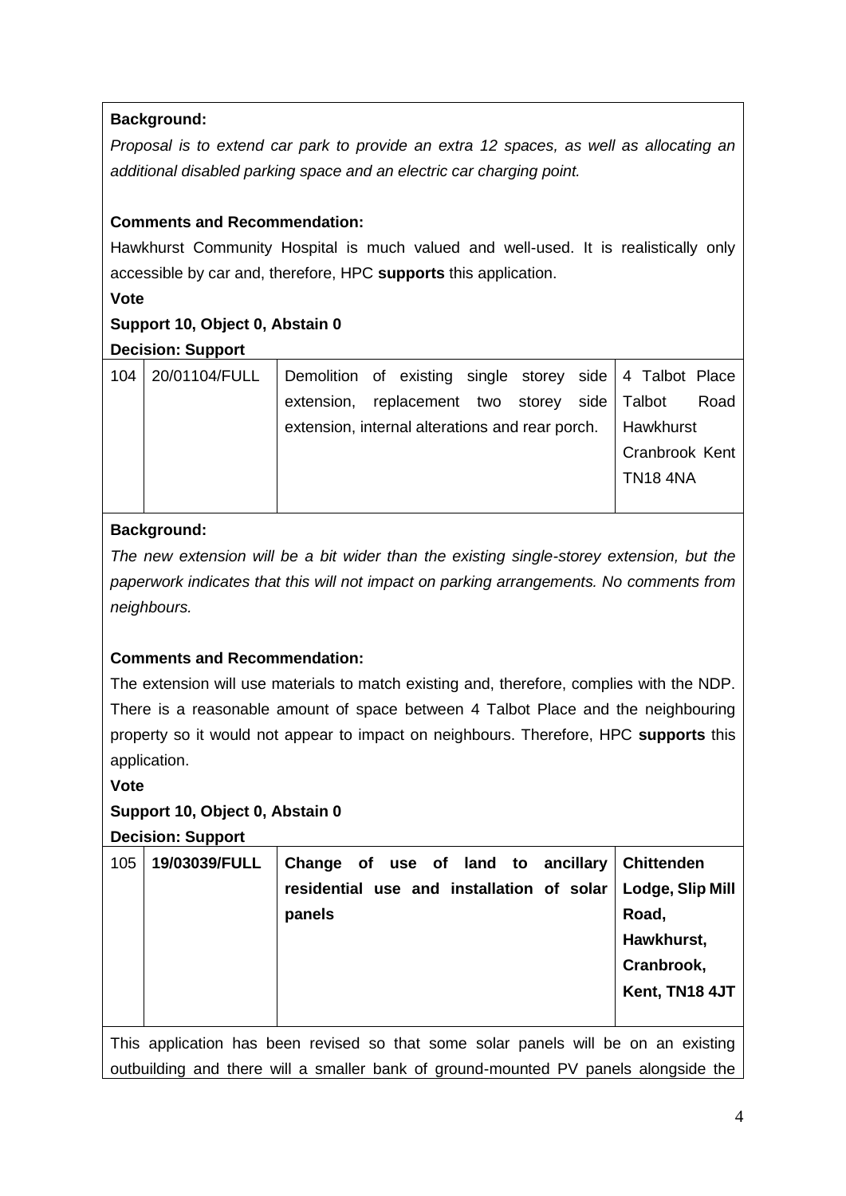**Background:**

*Proposal is to extend car park to provide an extra 12 spaces, as well as allocating an additional disabled parking space and an electric car charging point.*

**Comments and Recommendation:**

Hawkhurst Community Hospital is much valued and well-used. It is realistically only accessible by car and, therefore, HPC **supports** this application.

**Vote**

**Support 10, Object 0, Abstain 0**

**Decision: Support**

| 104 | 20/01104/FULL | Demolition of existing single storey side extension, replacement two storey side extension, internal alterations and rear porch. | 4 Talbot Place Talbot Road Hawkhurst Cranbrook Kent TN18 4NA |
|---|---|---|---|

**Background:**

*The new extension will be a bit wider than the existing single-storey extension, but the paperwork indicates that this will not impact on parking arrangements. No comments from neighbours.*

**Comments and Recommendation:**

The extension will use materials to match existing and, therefore, complies with the NDP. There is a reasonable amount of space between 4 Talbot Place and the neighbouring property so it would not appear to impact on neighbours. Therefore, HPC **supports** this application.

**Vote**

**Support 10, Object 0, Abstain 0**

**Decision: Support**

| 105 | **19/03039/FULL** | **Change of use of land to ancillary residential use and installation of solar panels** | **Chittenden Lodge, Slip Mill Road, Hawkhurst, Cranbrook, Kent, TN18 4JT** |
|---|---|---|---|

This application has been revised so that some solar panels will be on an existing outbuilding and there will a smaller bank of ground-mounted PV panels alongside the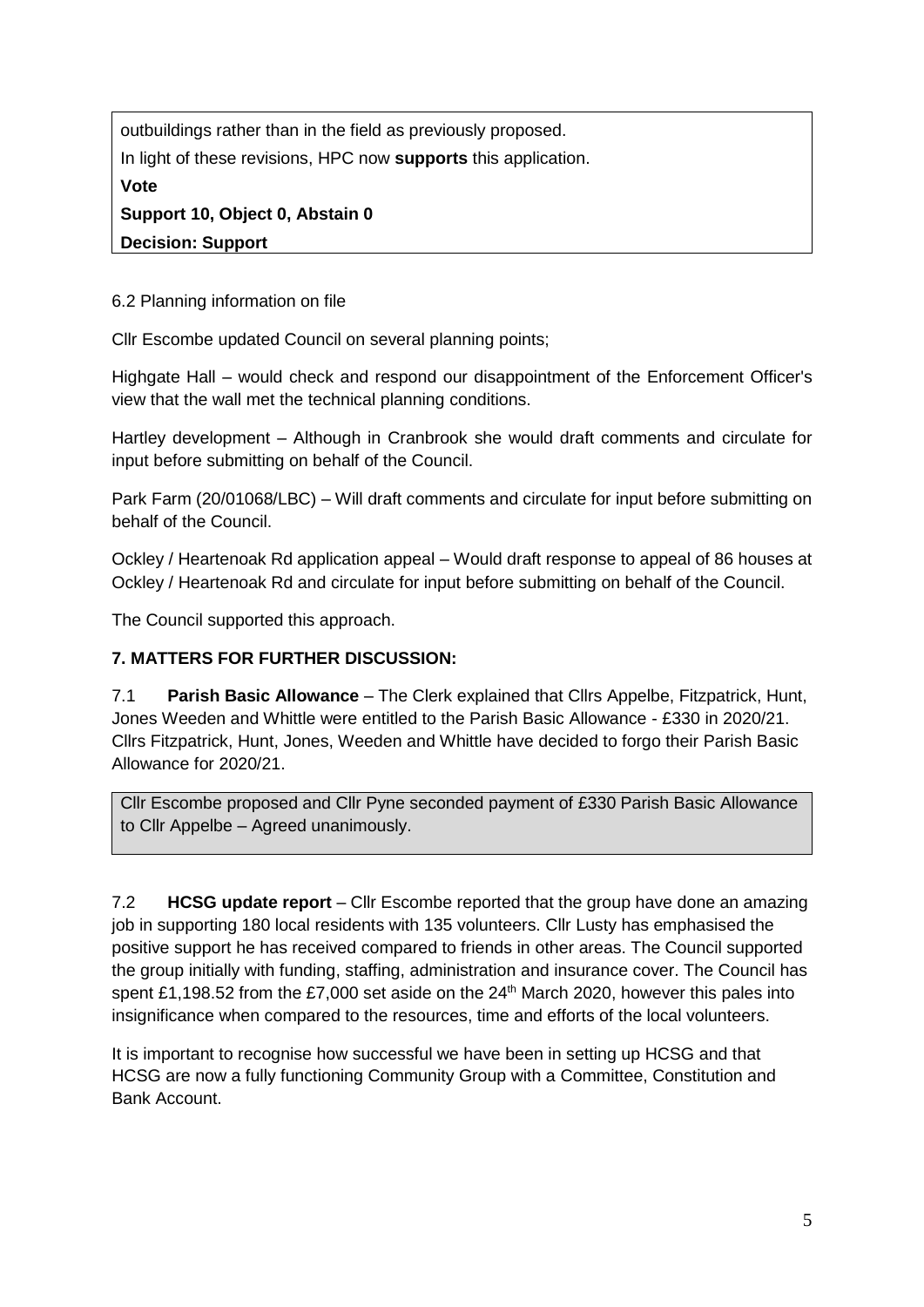outbuildings rather than in the field as previously proposed.

In light of these revisions, HPC now **supports** this application.

**Vote**

**Support 10, Object 0, Abstain 0**

**Decision: Support**

6.2 Planning information on file

Cllr Escombe updated Council on several planning points;

Highgate Hall – would check and respond our disappointment of the Enforcement Officer's view that the wall met the technical planning conditions.

Hartley development – Although in Cranbrook she would draft comments and circulate for input before submitting on behalf of the Council.

Park Farm (20/01068/LBC) – Will draft comments and circulate for input before submitting on behalf of the Council.

Ockley / Heartenoak Rd application appeal – Would draft response to appeal of 86 houses at Ockley / Heartenoak Rd and circulate for input before submitting on behalf of the Council.

The Council supported this approach.

## 7. MATTERS FOR FURTHER DISCUSSION:

7.1 **Parish Basic Allowance** – The Clerk explained that Cllrs Appelbe, Fitzpatrick, Hunt, Jones Weeden and Whittle were entitled to the Parish Basic Allowance - £330 in 2020/21. Cllrs Fitzpatrick, Hunt, Jones, Weeden and Whittle have decided to forgo their Parish Basic Allowance for 2020/21.

Cllr Escombe proposed and Cllr Pyne seconded payment of £330 Parish Basic Allowance to Cllr Appelbe – Agreed unanimously.

7.2 **HCSG update report** – Cllr Escombe reported that the group have done an amazing job in supporting 180 local residents with 135 volunteers. Cllr Lusty has emphasised the positive support he has received compared to friends in other areas. The Council supported the group initially with funding, staffing, administration and insurance cover. The Council has spent £1,198.52 from the £7,000 set aside on the 24th March 2020, however this pales into insignificance when compared to the resources, time and efforts of the local volunteers.

It is important to recognise how successful we have been in setting up HCSG and that HCSG are now a fully functioning Community Group with a Committee, Constitution and Bank Account.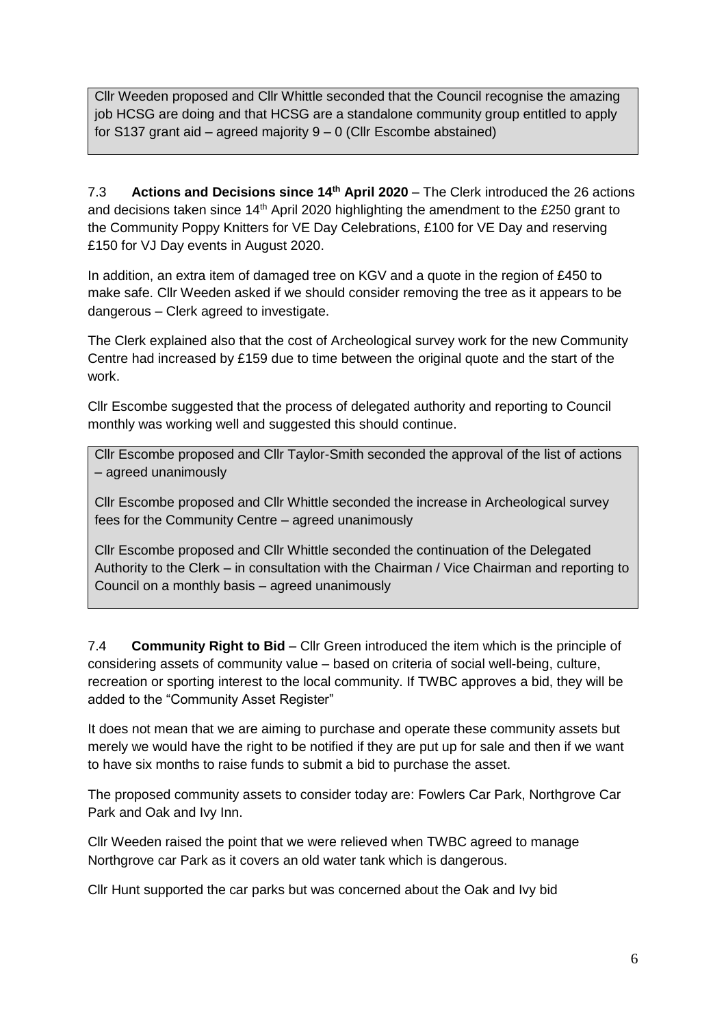Cllr Weeden proposed and Cllr Whittle seconded that the Council recognise the amazing job HCSG are doing and that HCSG are a standalone community group entitled to apply for S137 grant aid – agreed majority 9 – 0 (Cllr Escombe abstained)

7.3 **Actions and Decisions since 14th April 2020** – The Clerk introduced the 26 actions and decisions taken since 14th April 2020 highlighting the amendment to the £250 grant to the Community Poppy Knitters for VE Day Celebrations, £100 for VE Day and reserving £150 for VJ Day events in August 2020.

In addition, an extra item of damaged tree on KGV and a quote in the region of £450 to make safe. Cllr Weeden asked if we should consider removing the tree as it appears to be dangerous – Clerk agreed to investigate.

The Clerk explained also that the cost of Archeological survey work for the new Community Centre had increased by £159 due to time between the original quote and the start of the work.

Cllr Escombe suggested that the process of delegated authority and reporting to Council monthly was working well and suggested this should continue.

Cllr Escombe proposed and Cllr Taylor-Smith seconded the approval of the list of actions – agreed unanimously

Cllr Escombe proposed and Cllr Whittle seconded the increase in Archeological survey fees for the Community Centre – agreed unanimously

Cllr Escombe proposed and Cllr Whittle seconded the continuation of the Delegated Authority to the Clerk – in consultation with the Chairman / Vice Chairman and reporting to Council on a monthly basis – agreed unanimously

7.4 **Community Right to Bid** – Cllr Green introduced the item which is the principle of considering assets of community value – based on criteria of social well-being, culture, recreation or sporting interest to the local community. If TWBC approves a bid, they will be added to the "Community Asset Register"

It does not mean that we are aiming to purchase and operate these community assets but merely we would have the right to be notified if they are put up for sale and then if we want to have six months to raise funds to submit a bid to purchase the asset.

The proposed community assets to consider today are: Fowlers Car Park, Northgrove Car Park and Oak and Ivy Inn.

Cllr Weeden raised the point that we were relieved when TWBC agreed to manage Northgrove car Park as it covers an old water tank which is dangerous.

Cllr Hunt supported the car parks but was concerned about the Oak and Ivy bid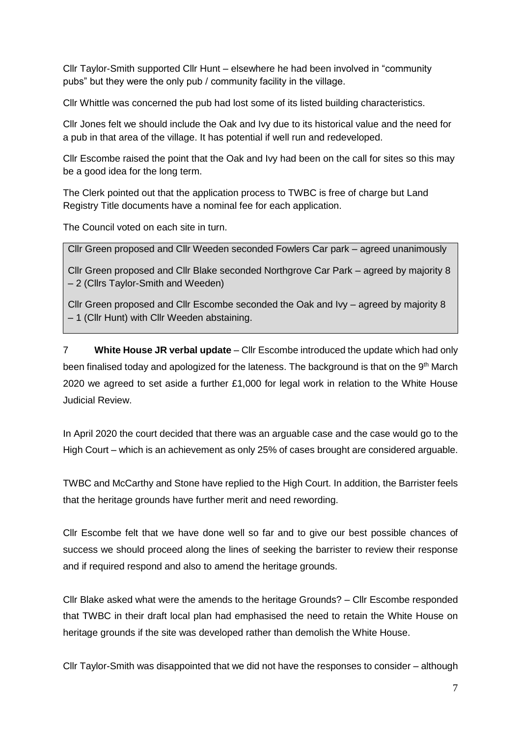Cllr Taylor-Smith supported Cllr Hunt – elsewhere he had been involved in "community pubs" but they were the only pub / community facility in the village.

Cllr Whittle was concerned the pub had lost some of its listed building characteristics.

Cllr Jones felt we should include the Oak and Ivy due to its historical value and the need for a pub in that area of the village. It has potential if well run and redeveloped.

Cllr Escombe raised the point that the Oak and Ivy had been on the call for sites so this may be a good idea for the long term.

The Clerk pointed out that the application process to TWBC is free of charge but Land Registry Title documents have a nominal fee for each application.

The Council voted on each site in turn.

> Cllr Green proposed and Cllr Weeden seconded Fowlers Car park – agreed unanimously
>
> Cllr Green proposed and Cllr Blake seconded Northgrove Car Park – agreed by majority 8 – 2 (Cllrs Taylor-Smith and Weeden)
>
> Cllr Green proposed and Cllr Escombe seconded the Oak and Ivy – agreed by majority 8 – 1 (Cllr Hunt) with Cllr Weeden abstaining.

7 **White House JR verbal update** – Cllr Escombe introduced the update which had only been finalised today and apologized for the lateness. The background is that on the 9th March 2020 we agreed to set aside a further £1,000 for legal work in relation to the White House Judicial Review.

In April 2020 the court decided that there was an arguable case and the case would go to the High Court – which is an achievement as only 25% of cases brought are considered arguable.

TWBC and McCarthy and Stone have replied to the High Court. In addition, the Barrister feels that the heritage grounds have further merit and need rewording.

Cllr Escombe felt that we have done well so far and to give our best possible chances of success we should proceed along the lines of seeking the barrister to review their response and if required respond and also to amend the heritage grounds.

Cllr Blake asked what were the amends to the heritage Grounds? – Cllr Escombe responded that TWBC in their draft local plan had emphasised the need to retain the White House on heritage grounds if the site was developed rather than demolish the White House.

Cllr Taylor-Smith was disappointed that we did not have the responses to consider – although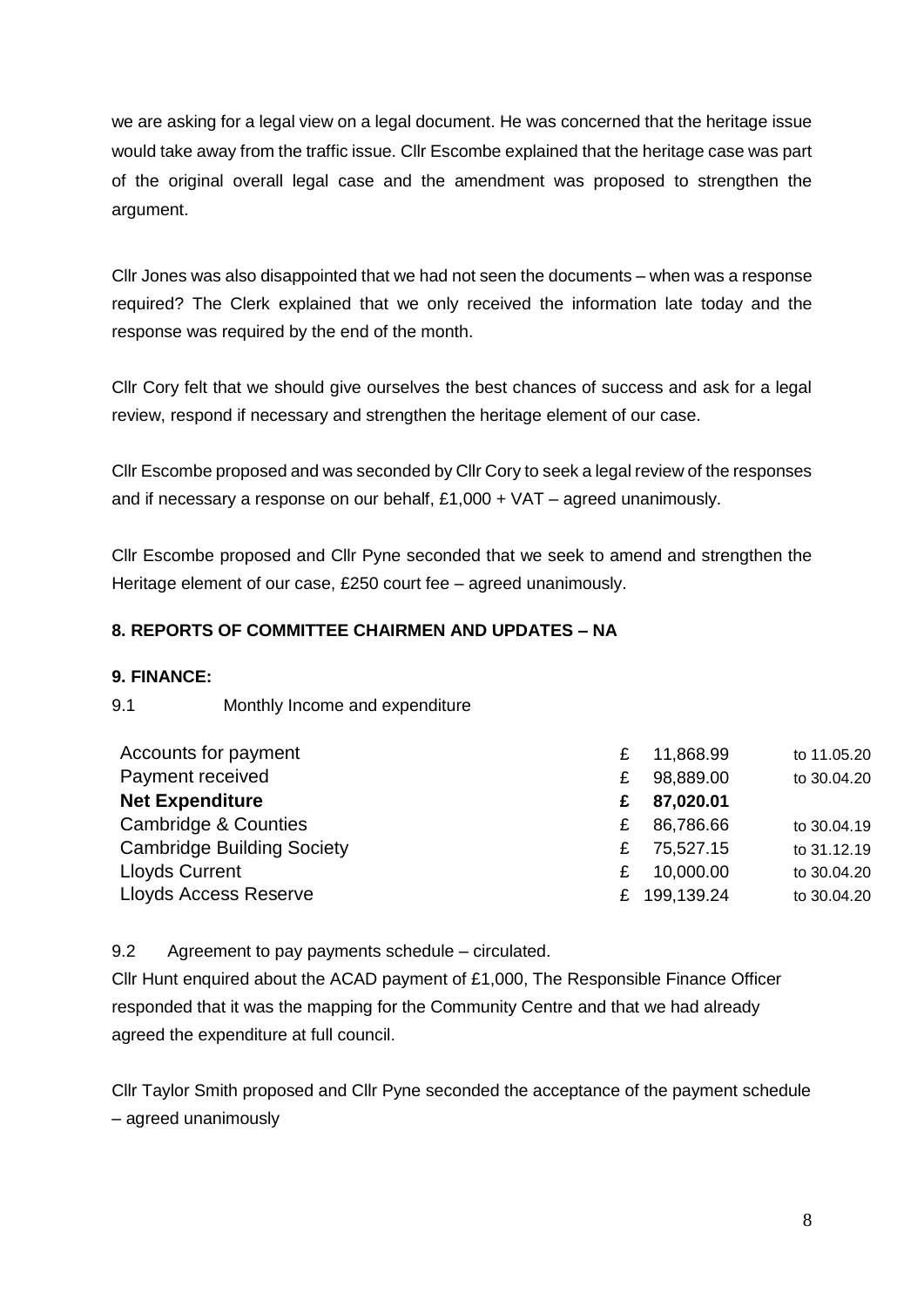we are asking for a legal view on a legal document. He was concerned that the heritage issue would take away from the traffic issue. Cllr Escombe explained that the heritage case was part of the original overall legal case and the amendment was proposed to strengthen the argument.

Cllr Jones was also disappointed that we had not seen the documents – when was a response required? The Clerk explained that we only received the information late today and the response was required by the end of the month.

Cllr Cory felt that we should give ourselves the best chances of success and ask for a legal review, respond if necessary and strengthen the heritage element of our case.

Cllr Escombe proposed and was seconded by Cllr Cory to seek a legal review of the responses and if necessary a response on our behalf, £1,000 + VAT – agreed unanimously.

Cllr Escombe proposed and Cllr Pyne seconded that we seek to amend and strengthen the Heritage element of our case, £250 court fee – agreed unanimously.

**8. REPORTS OF COMMITTEE CHAIRMEN AND UPDATES – NA**

**9. FINANCE:**

9.1 Monthly Income and expenditure

| | | | |
|---|---|---|---|
| Accounts for payment | £ | 11,868.99 | to 11.05.20 |
| Payment received | £ | 98,889.00 | to 30.04.20 |
| **Net Expenditure** | **£** | **87,020.01** | |
| Cambridge & Counties | £ | 86,786.66 | to 30.04.19 |
| Cambridge Building Society | £ | 75,527.15 | to 31.12.19 |
| Lloyds Current | £ | 10,000.00 | to 30.04.20 |
| Lloyds Access Reserve | £ | 199,139.24 | to 30.04.20 |

9.2 Agreement to pay payments schedule – circulated.

Cllr Hunt enquired about the ACAD payment of £1,000, The Responsible Finance Officer responded that it was the mapping for the Community Centre and that we had already agreed the expenditure at full council.

Cllr Taylor Smith proposed and Cllr Pyne seconded the acceptance of the payment schedule – agreed unanimously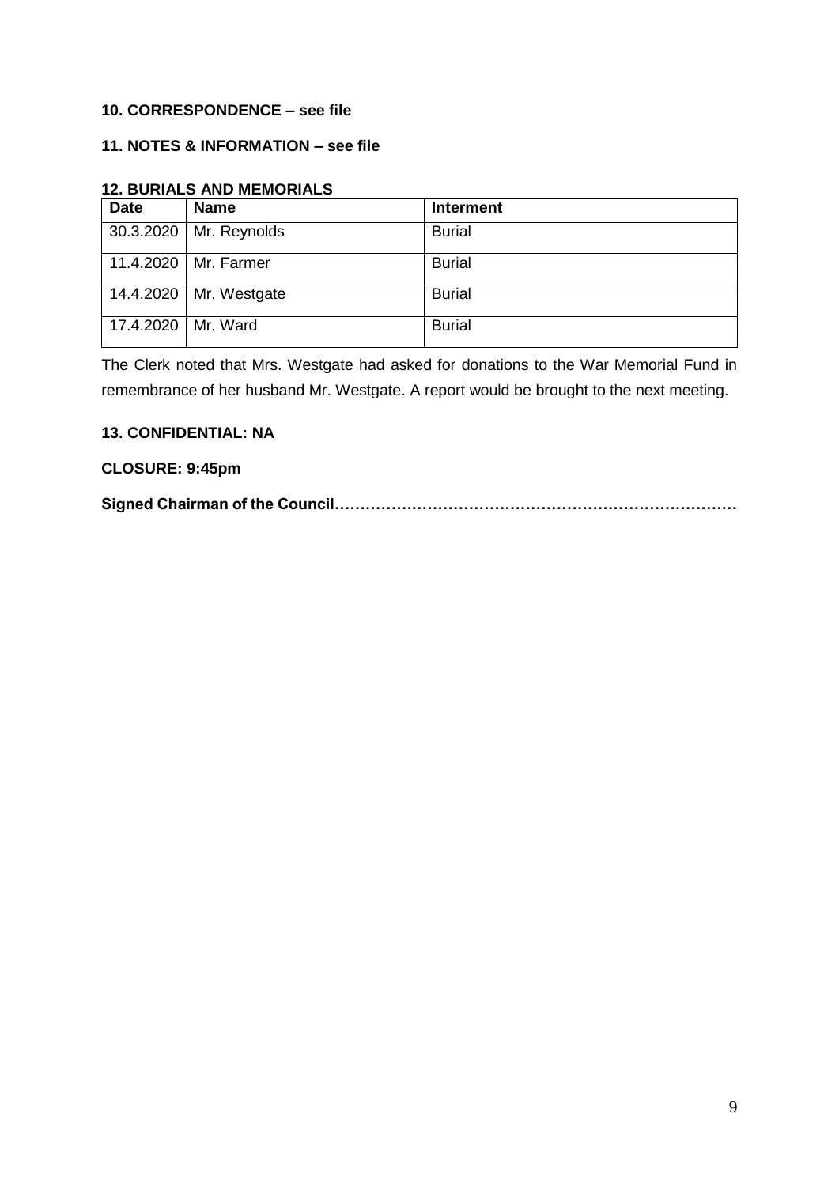**10. CORRESPONDENCE – see file**

**11. NOTES & INFORMATION – see file**

**12. BURIALS AND MEMORIALS**

| Date | Name | Interment |
|---|---|---|
| 30.3.2020 | Mr. Reynolds | Burial |
| 11.4.2020 | Mr. Farmer | Burial |
| 14.4.2020 | Mr. Westgate | Burial |
| 17.4.2020 | Mr. Ward | Burial |

The Clerk noted that Mrs. Westgate had asked for donations to the War Memorial Fund in remembrance of her husband Mr. Westgate. A report would be brought to the next meeting.

**13. CONFIDENTIAL: NA**

**CLOSURE: 9:45pm**

**Signed Chairman of the Council……………………………………………………………………**